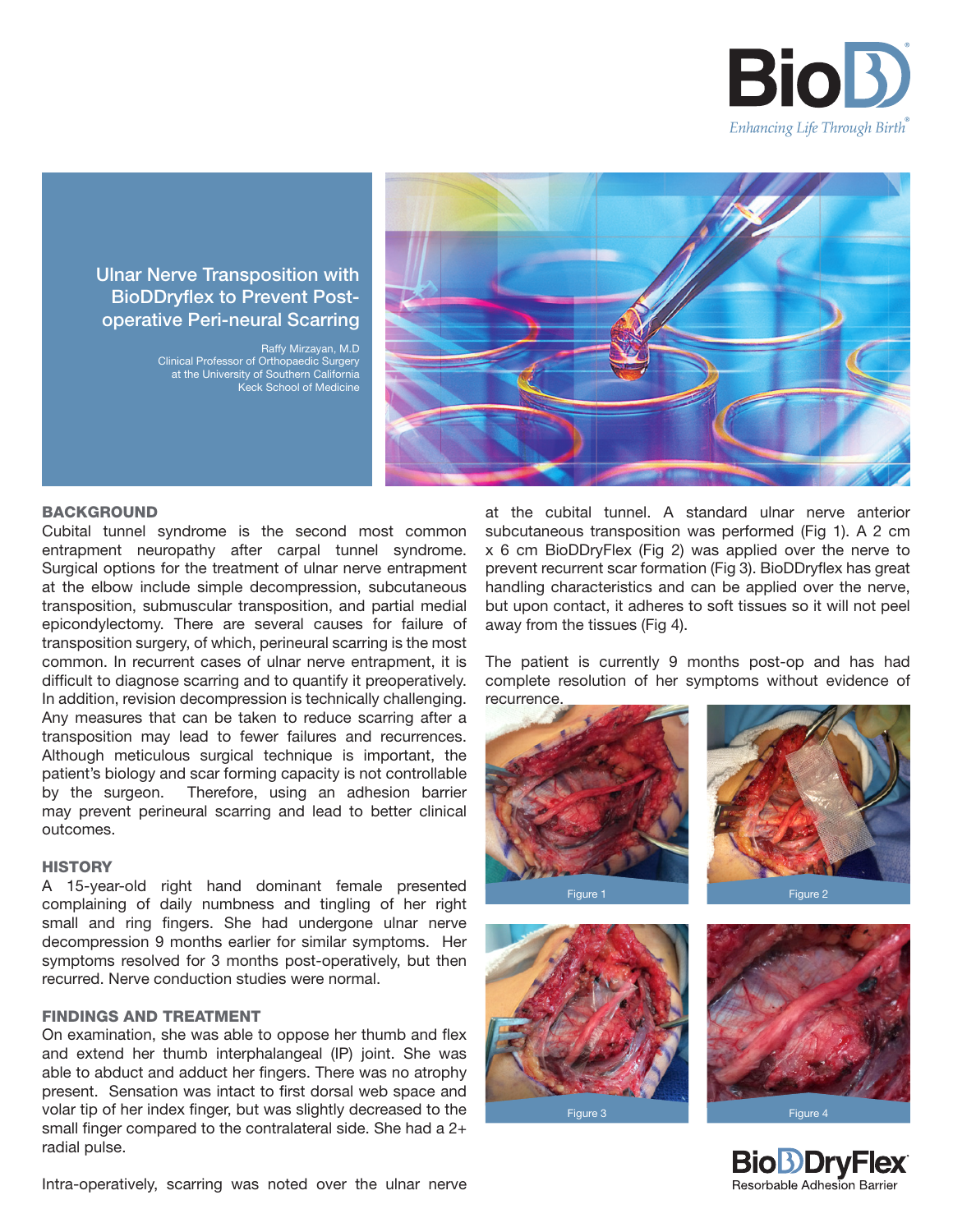BioD

*Enhancing Life Through Birth*

# Ulnar Nerve Transposition with BioDDryflex to Prevent Post-operative Peri-neural Scarring

Raffy Mirzayan, M.D
Clinical Professor of Orthopaedic Surgery
at the University of Southern California
Keck School of Medicine

## BACKGROUND

Cubital tunnel syndrome is the second most common entrapment neuropathy after carpal tunnel syndrome. Surgical options for the treatment of ulnar nerve entrapment at the elbow include simple decompression, subcutaneous transposition, submuscular transposition, and partial medial epicondylectomy. There are several causes for failure of transposition surgery, of which, perineural scarring is the most common. In recurrent cases of ulnar nerve entrapment, it is difficult to diagnose scarring and to quantify it preoperatively. In addition, revision decompression is technically challenging. Any measures that can be taken to reduce scarring after a transposition may lead to fewer failures and recurrences. Although meticulous surgical technique is important, the patient's biology and scar forming capacity is not controllable by the surgeon. Therefore, using an adhesion barrier may prevent perineural scarring and lead to better clinical outcomes.

## HISTORY

A 15-year-old right hand dominant female presented complaining of daily numbness and tingling of her right small and ring fingers. She had undergone ulnar nerve decompression 9 months earlier for similar symptoms. Her symptoms resolved for 3 months post-operatively, but then recurred. Nerve conduction studies were normal.

## FINDINGS AND TREATMENT

On examination, she was able to oppose her thumb and flex and extend her thumb interphalangeal (IP) joint. She was able to abduct and adduct her fingers. There was no atrophy present. Sensation was intact to first dorsal web space and volar tip of her index finger, but was slightly decreased to the small finger compared to the contralateral side. She had a 2+ radial pulse.

Intra-operatively, scarring was noted over the ulnar nerve at the cubital tunnel. A standard ulnar nerve anterior subcutaneous transposition was performed (Fig 1). A 2 cm x 6 cm BioDDryFlex (Fig 2) was applied over the nerve to prevent recurrent scar formation (Fig 3). BioDDryflex has great handling characteristics and can be applied over the nerve, but upon contact, it adheres to soft tissues so it will not peel away from the tissues (Fig 4).

The patient is currently 9 months post-op and has had complete resolution of her symptoms without evidence of recurrence.

Figure 1

Figure 2

Figure 3

Figure 4

BioDDryFlex
Resorbable Adhesion Barrier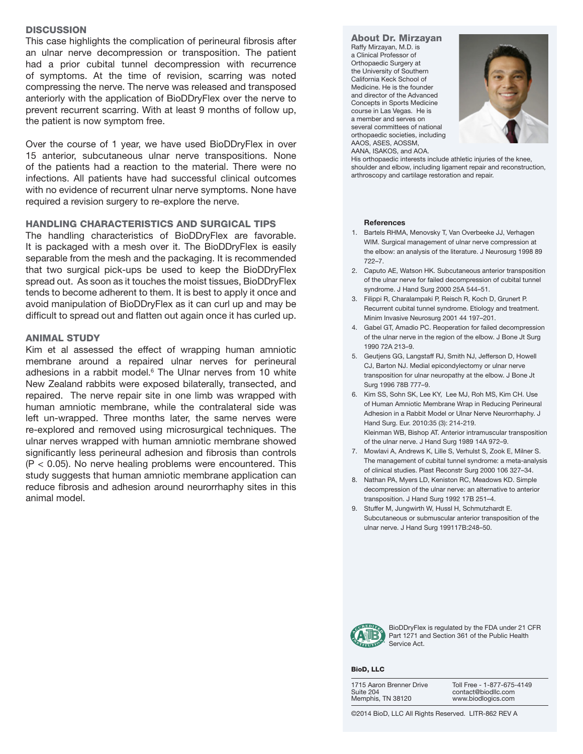## DISCUSSION

This case highlights the complication of perineural fibrosis after an ulnar nerve decompression or transposition. The patient had a prior cubital tunnel decompression with recurrence of symptoms. At the time of revision, scarring was noted compressing the nerve. The nerve was released and transposed anteriorly with the application of BioDDryFlex over the nerve to prevent recurrent scarring. With at least 9 months of follow up, the patient is now symptom free.

Over the course of 1 year, we have used BioDDryFlex in over 15 anterior, subcutaneous ulnar nerve transpositions. None of the patients had a reaction to the material. There were no infections. All patients have had successful clinical outcomes with no evidence of recurrent ulnar nerve symptoms. None have required a revision surgery to re-explore the nerve.

## HANDLING CHARACTERISTICS AND SURGICAL TIPS

The handling characteristics of BioDDryFlex are favorable. It is packaged with a mesh over it. The BioDDryFlex is easily separable from the mesh and the packaging. It is recommended that two surgical pick-ups be used to keep the BioDDryFlex spread out. As soon as it touches the moist tissues, BioDDryFlex tends to become adherent to them. It is best to apply it once and avoid manipulation of BioDDryFlex as it can curl up and may be difficult to spread out and flatten out again once it has curled up.

## ANIMAL STUDY

Kim et al assessed the effect of wrapping human amniotic membrane around a repaired ulnar nerves for perineural adhesions in a rabbit model.[6] The Ulnar nerves from 10 white New Zealand rabbits were exposed bilaterally, transected, and repaired. The nerve repair site in one limb was wrapped with human amniotic membrane, while the contralateral side was left un-wrapped. Three months later, the same nerves were re-explored and removed using microsurgical techniques. The ulnar nerves wrapped with human amniotic membrane showed significantly less perineural adhesion and fibrosis than controls ($P < 0.05$). No nerve healing problems were encountered. This study suggests that human amniotic membrane application can reduce fibrosis and adhesion around neurorrhaphy sites in this animal model.

## About Dr. Mirzayan

Raffy Mirzayan, M.D. is a Clinical Professor of Orthopaedic Surgery at the University of Southern California Keck School of Medicine. He is the founder and director of the Advanced Concepts in Sports Medicine course in Las Vegas. He is a member and serves on several committees of national orthopaedic societies, including AAOS, ASES, AOSSM, AANA, ISAKOS, and AOA. His orthopaedic interests include athletic injuries of the knee, shoulder and elbow, including ligament repair and reconstruction, arthroscopy and cartilage restoration and repair.

### References

1. Bartels RHMA, Menovsky T, Van Overbeeke JJ, Verhagen WIM. Surgical management of ulnar nerve compression at the elbow: an analysis of the literature. J Neurosurg 1998 89 722–7.
2. Caputo AE, Watson HK. Subcutaneous anterior transposition of the ulnar nerve for failed decompression of cubital tunnel syndrome. J Hand Surg 2000 25A 544–51.
3. Filippi R, Charalampaki P, Reisch R, Koch D, Grunert P. Recurrent cubital tunnel syndrome. Etiology and treatment. Minim Invasive Neurosurg 2001 44 197–201.
4. Gabel GT, Amadio PC. Reoperation for failed decompression of the ulnar nerve in the region of the elbow. J Bone Jt Surg 1990 72A 213–9.
5. Geutjens GG, Langstaff RJ, Smith NJ, Jefferson D, Howell CJ, Barton NJ. Medial epicondylectomy or ulnar nerve transposition for ulnar neuropathy at the elbow. J Bone Jt Surg 1996 78B 777–9.
6. Kim SS, Sohn SK, Lee KY, Lee MJ, Roh MS, Kim CH. Use of Human Amniotic Membrane Wrap in Reducing Perineural Adhesion in a Rabbit Model or Ulnar Nerve Neurorrhaphy. J Hand Surg. Eur. 2010:35 (3): 214-219.
   Kleinman WB, Bishop AT. Anterior intramuscular transposition of the ulnar nerve. J Hand Surg 1989 14A 972–9.
7. Mowlavi A, Andrews K, Lille S, Verhulst S, Zook E, Milner S. The management of cubital tunnel syndrome: a meta-analysis of clinical studies. Plast Reconstr Surg 2000 106 327–34.
8. Nathan PA, Myers LD, Keniston RC, Meadows KD. Simple decompression of the ulnar nerve: an alternative to anterior transposition. J Hand Surg 1992 17B 251–4.
9. Stuffer M, Jungwirth W, Hussl H, Schmutzhardt E. Subcutaneous or submuscular anterior transposition of the ulnar nerve. J Hand Surg 199117B:248–50.

BioDDryFlex is regulated by the FDA under 21 CFR Part 1271 and Section 361 of the Public Health Service Act.

**BioD, LLC**

1715 Aaron Brenner Drive
Suite 204
Memphis, TN 38120

Toll Free - 1-877-675-4149
contact@biodllc.com
www.biodlogics.com

©2014 BioD, LLC All Rights Reserved. LITR-862 REV A